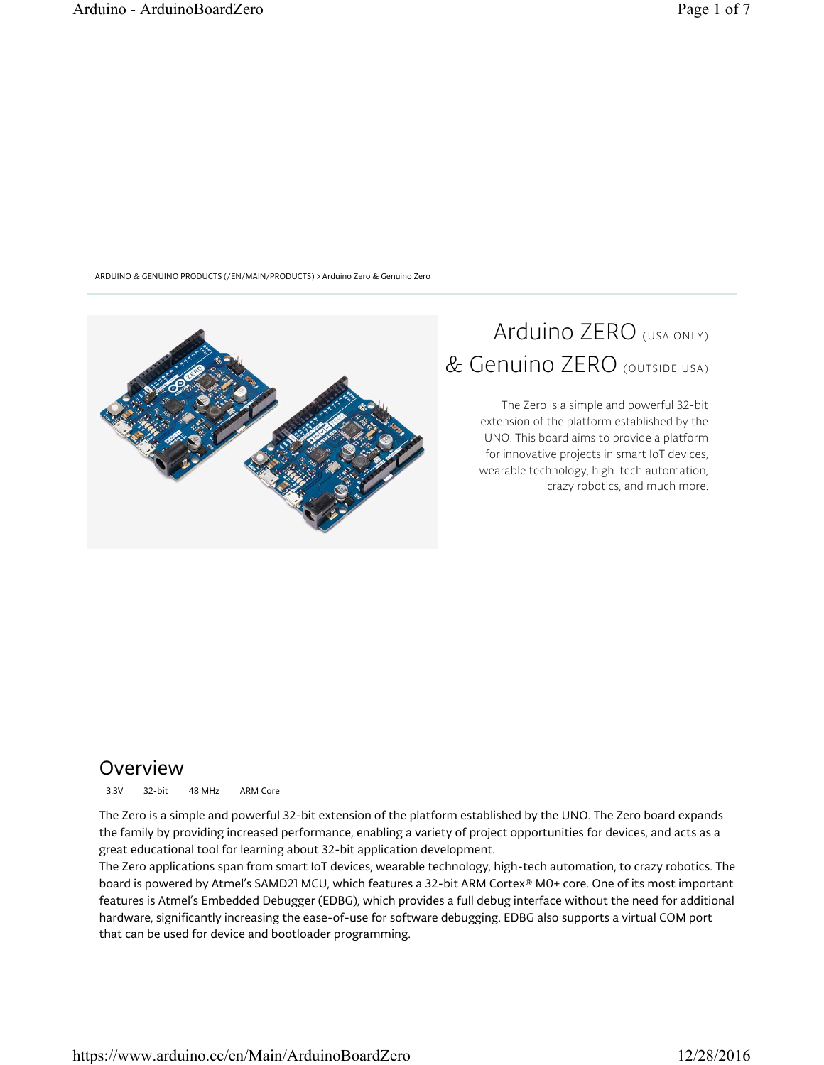ARDUINO & GENUINO PRODUCTS (/EN/MAIN/PRODUCTS) > Arduino Zero & Genuino Zero

# Arduino ZERO (USA ONLY) & Genuino ZERO (OUTSIDE USA)

The Zero is a simple and powerful 32-bit extension of the platform established by the UNO. This board aims to provide a platform for innovative projects in smart IoT devices, wearable technology, high-tech automation, crazy robotics, and much more.

## Overview

3.3V 32-bit 48 MHz ARM Core

The Zero is a simple and powerful 32-bit extension of the platform established by the UNO. The Zero board expands the family by providing increased performance, enabling a variety of project opportunities for devices, and acts as a great educational tool for learning about 32-bit application development.

The Zero applications span from smart IoT devices, wearable technology, high-tech automation, to crazy robotics. The board is powered by Atmel's SAMD21 MCU, which features a 32-bit ARM Cortex® M0+ core. One of its most important features is Atmel's Embedded Debugger (EDBG), which provides a full debug interface without the need for additional hardware, significantly increasing the ease-of-use for software debugging. EDBG also supports a virtual COM port that can be used for device and bootloader programming.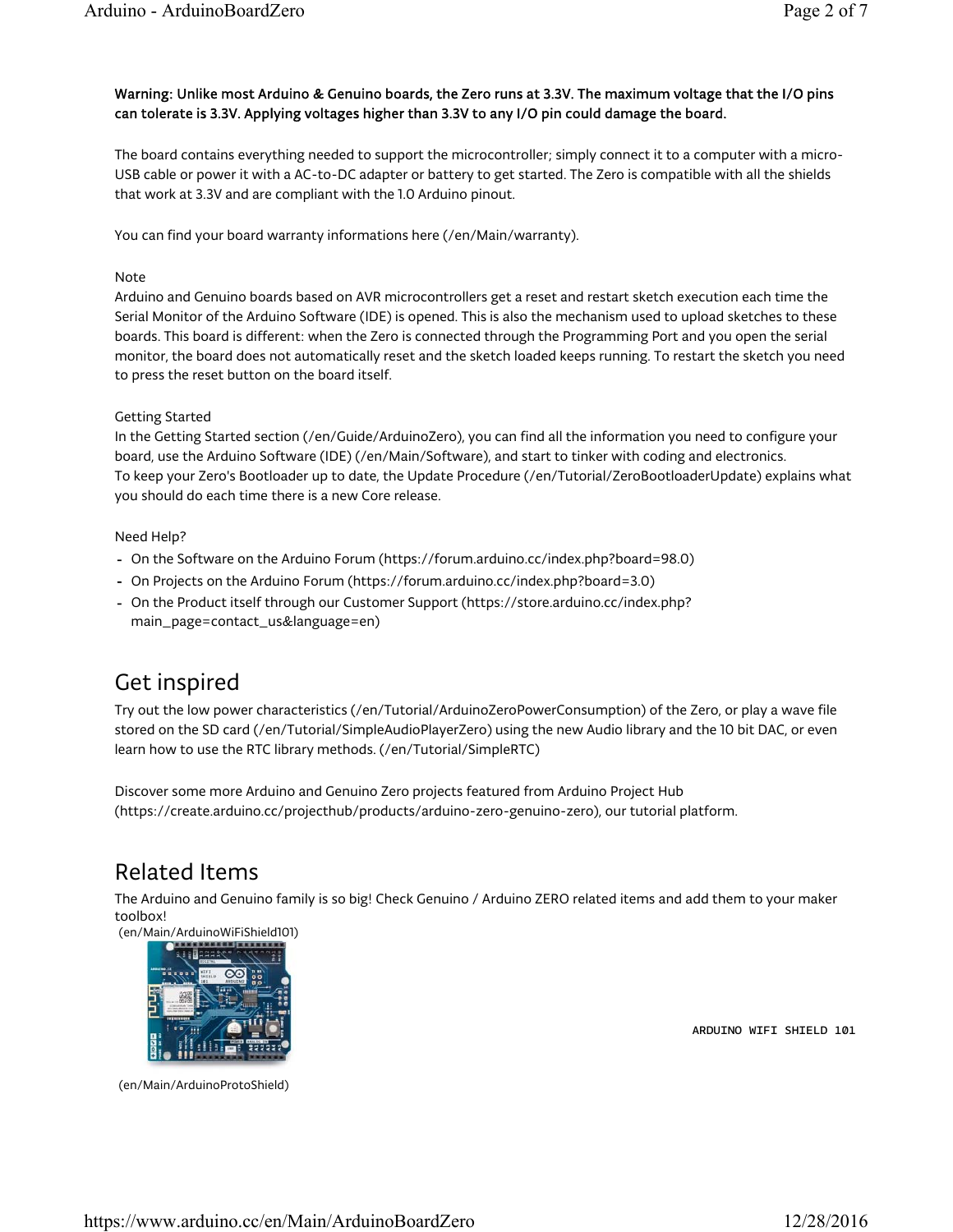**Warning: Unlike most Arduino & Genuino boards, the Zero runs at 3.3V. The maximum voltage that the I/O pins can tolerate is 3.3V. Applying voltages higher than 3.3V to any I/O pin could damage the board.**

The board contains everything needed to support the microcontroller; simply connect it to a computer with a micro-USB cable or power it with a AC-to-DC adapter or battery to get started. The Zero is compatible with all the shields that work at 3.3V and are compliant with the 1.0 Arduino pinout.

You can find your board warranty informations here (/en/Main/warranty).

Note
Arduino and Genuino boards based on AVR microcontrollers get a reset and restart sketch execution each time the Serial Monitor of the Arduino Software (IDE) is opened. This is also the mechanism used to upload sketches to these boards. This board is different: when the Zero is connected through the Programming Port and you open the serial monitor, the board does not automatically reset and the sketch loaded keeps running. To restart the sketch you need to press the reset button on the board itself.

Getting Started
In the Getting Started section (/en/Guide/ArduinoZero), you can find all the information you need to configure your board, use the Arduino Software (IDE) (/en/Main/Software), and start to tinker with coding and electronics.
To keep your Zero's Bootloader up to date, the Update Procedure (/en/Tutorial/ZeroBootloaderUpdate) explains what you should do each time there is a new Core release.

Need Help?

- On the Software on the Arduino Forum (https://forum.arduino.cc/index.php?board=98.0)
- On Projects on the Arduino Forum (https://forum.arduino.cc/index.php?board=3.0)
- On the Product itself through our Customer Support (https://store.arduino.cc/index.php?main_page=contact_us&language=en)

## Get inspired

Try out the low power characteristics (/en/Tutorial/ArduinoZeroPowerConsumption) of the Zero, or play a wave file stored on the SD card (/en/Tutorial/SimpleAudioPlayerZero) using the new Audio library and the 10 bit DAC, or even learn how to use the RTC library methods. (/en/Tutorial/SimpleRTC)

Discover some more Arduino and Genuino Zero projects featured from Arduino Project Hub (https://create.arduino.cc/projecthub/products/arduino-zero-genuino-zero), our tutorial platform.

## Related Items

The Arduino and Genuino family is so big! Check Genuino / Arduino ZERO related items and add them to your maker toolbox!

(en/Main/ArduinoWiFiShield101)

ARDUINO WIFI SHIELD 101

(en/Main/ArduinoProtoShield)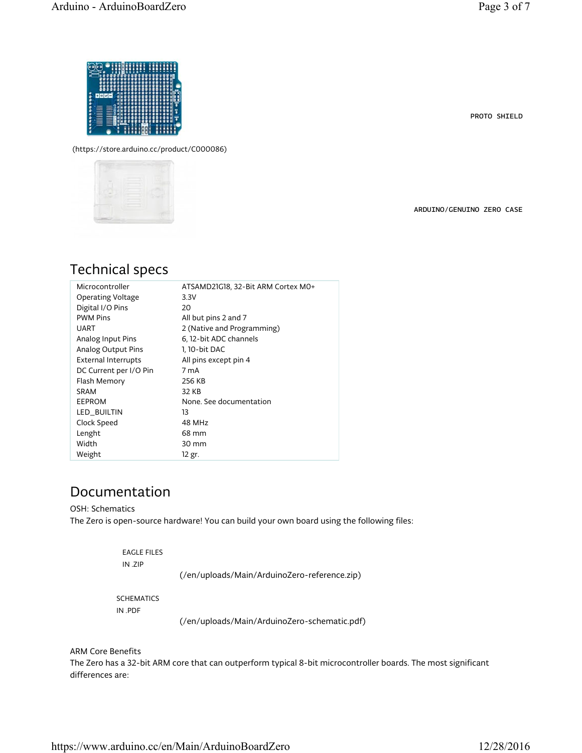PROTO SHIELD

(https://store.arduino.cc/product/C000086)

ARDUINO/GENUINO ZERO CASE

## Technical specs

| | |
|---|---|
| Microcontroller | ATSAMD21G18, 32-Bit ARM Cortex M0+ |
| Operating Voltage | 3.3V |
| Digital I/O Pins | 20 |
| PWM Pins | All but pins 2 and 7 |
| UART | 2 (Native and Programming) |
| Analog Input Pins | 6, 12-bit ADC channels |
| Analog Output Pins | 1, 10-bit DAC |
| External Interrupts | All pins except pin 4 |
| DC Current per I/O Pin | 7 mA |
| Flash Memory | 256 KB |
| SRAM | 32 KB |
| EEPROM | None. See documentation |
| LED_BUILTIN | 13 |
| Clock Speed | 48 MHz |
| Lenght | 68 mm |
| Width | 30 mm |
| Weight | 12 gr. |

## Documentation

OSH: Schematics

The Zero is open-source hardware! You can build your own board using the following files:

EAGLE FILES IN .ZIP (/en/uploads/Main/ArduinoZero-reference.zip)

SCHEMATICS IN .PDF (/en/uploads/Main/ArduinoZero-schematic.pdf)

ARM Core Benefits

The Zero has a 32-bit ARM core that can outperform typical 8-bit microcontroller boards. The most significant differences are: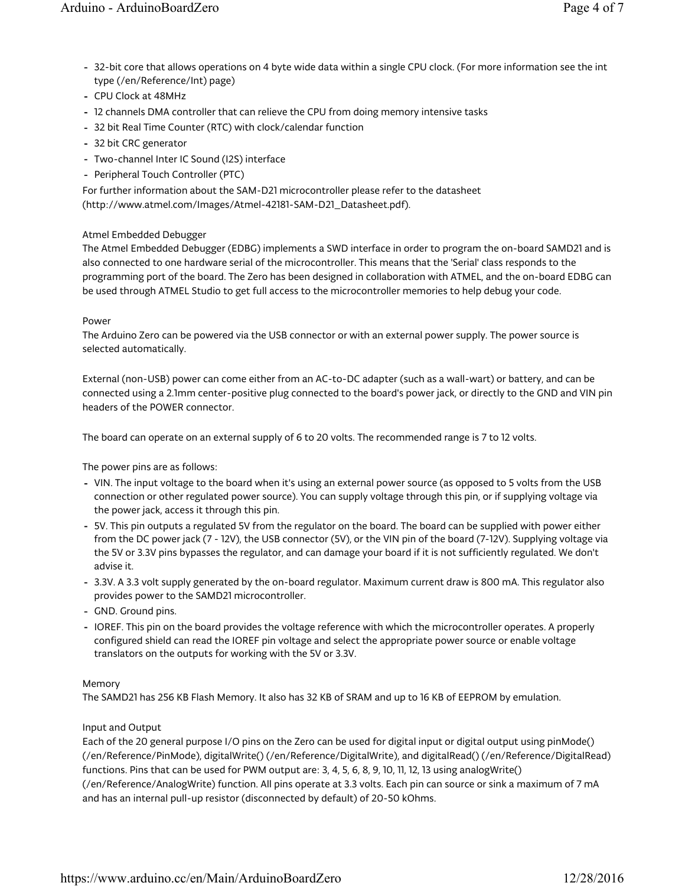- 32-bit core that allows operations on 4 byte wide data within a single CPU clock. (For more information see the int type (/en/Reference/Int) page)
- CPU Clock at 48MHz
- 12 channels DMA controller that can relieve the CPU from doing memory intensive tasks
- 32 bit Real Time Counter (RTC) with clock/calendar function
- 32 bit CRC generator
- Two-channel Inter IC Sound (I2S) interface
- Peripheral Touch Controller (PTC)

For further information about the SAM-D21 microcontroller please refer to the datasheet (http://www.atmel.com/Images/Atmel-42181-SAM-D21_Datasheet.pdf).

### Atmel Embedded Debugger

The Atmel Embedded Debugger (EDBG) implements a SWD interface in order to program the on-board SAMD21 and is also connected to one hardware serial of the microcontroller. This means that the 'Serial' class responds to the programming port of the board. The Zero has been designed in collaboration with ATMEL, and the on-board EDBG can be used through ATMEL Studio to get full access to the microcontroller memories to help debug your code.

### Power

The Arduino Zero can be powered via the USB connector or with an external power supply. The power source is selected automatically.

External (non-USB) power can come either from an AC-to-DC adapter (such as a wall-wart) or battery, and can be connected using a 2.1mm center-positive plug connected to the board's power jack, or directly to the GND and VIN pin headers of the POWER connector.

The board can operate on an external supply of 6 to 20 volts. The recommended range is 7 to 12 volts.

The power pins are as follows:

- VIN. The input voltage to the board when it's using an external power source (as opposed to 5 volts from the USB connection or other regulated power source). You can supply voltage through this pin, or if supplying voltage via the power jack, access it through this pin.
- 5V. This pin outputs a regulated 5V from the regulator on the board. The board can be supplied with power either from the DC power jack (7 - 12V), the USB connector (5V), or the VIN pin of the board (7-12V). Supplying voltage via the 5V or 3.3V pins bypasses the regulator, and can damage your board if it is not sufficiently regulated. We don't advise it.
- 3.3V. A 3.3 volt supply generated by the on-board regulator. Maximum current draw is 800 mA. This regulator also provides power to the SAMD21 microcontroller.
- GND. Ground pins.
- IOREF. This pin on the board provides the voltage reference with which the microcontroller operates. A properly configured shield can read the IOREF pin voltage and select the appropriate power source or enable voltage translators on the outputs for working with the 5V or 3.3V.

### Memory

The SAMD21 has 256 KB Flash Memory. It also has 32 KB of SRAM and up to 16 KB of EEPROM by emulation.

### Input and Output

Each of the 20 general purpose I/O pins on the Zero can be used for digital input or digital output using pinMode() (/en/Reference/PinMode), digitalWrite() (/en/Reference/DigitalWrite), and digitalRead() (/en/Reference/DigitalRead) functions. Pins that can be used for PWM output are: 3, 4, 5, 6, 8, 9, 10, 11, 12, 13 using analogWrite() (/en/Reference/AnalogWrite) function. All pins operate at 3.3 volts. Each pin can source or sink a maximum of 7 mA and has an internal pull-up resistor (disconnected by default) of 20-50 kOhms.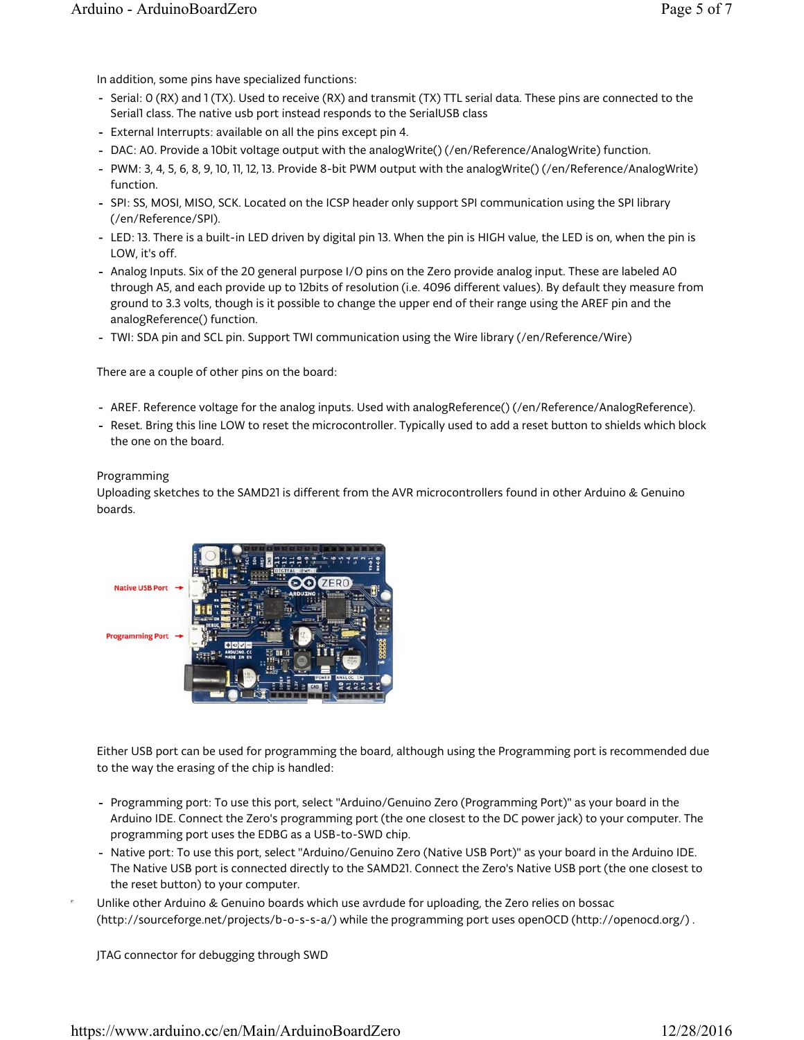In addition, some pins have specialized functions:

- Serial: 0 (RX) and 1 (TX). Used to receive (RX) and transmit (TX) TTL serial data. These pins are connected to the Serial1 class. The native usb port instead responds to the SerialUSB class
- External Interrupts: available on all the pins except pin 4.
- DAC: A0. Provide a 10bit voltage output with the analogWrite() (/en/Reference/AnalogWrite) function.
- PWM: 3, 4, 5, 6, 8, 9, 10, 11, 12, 13. Provide 8-bit PWM output with the analogWrite() (/en/Reference/AnalogWrite) function.
- SPI: SS, MOSI, MISO, SCK. Located on the ICSP header only support SPI communication using the SPI library (/en/Reference/SPI).
- LED: 13. There is a built-in LED driven by digital pin 13. When the pin is HIGH value, the LED is on, when the pin is LOW, it's off.
- Analog Inputs. Six of the 20 general purpose I/O pins on the Zero provide analog input. These are labeled A0 through A5, and each provide up to 12bits of resolution (i.e. 4096 different values). By default they measure from ground to 3.3 volts, though is it possible to change the upper end of their range using the AREF pin and the analogReference() function.
- TWI: SDA pin and SCL pin. Support TWI communication using the Wire library (/en/Reference/Wire)

There are a couple of other pins on the board:

- AREF. Reference voltage for the analog inputs. Used with analogReference() (/en/Reference/AnalogReference).
- Reset. Bring this line LOW to reset the microcontroller. Typically used to add a reset button to shields which block the one on the board.

Programming

Uploading sketches to the SAMD21 is different from the AVR microcontrollers found in other Arduino & Genuino boards.

Native USB Port

Programming Port

Either USB port can be used for programming the board, although using the Programming port is recommended due to the way the erasing of the chip is handled:

- Programming port: To use this port, select "Arduino/Genuino Zero (Programming Port)" as your board in the Arduino IDE. Connect the Zero's programming port (the one closest to the DC power jack) to your computer. The programming port uses the EDBG as a USB-to-SWD chip.
- Native port: To use this port, select "Arduino/Genuino Zero (Native USB Port)" as your board in the Arduino IDE. The Native USB port is connected directly to the SAMD21. Connect the Zero's Native USB port (the one closest to the reset button) to your computer.

Unlike other Arduino & Genuino boards which use avrdude for uploading, the Zero relies on bossac (http://sourceforge.net/projects/b-o-s-s-a/) while the programming port uses openOCD (http://openocd.org/) .

JTAG connector for debugging through SWD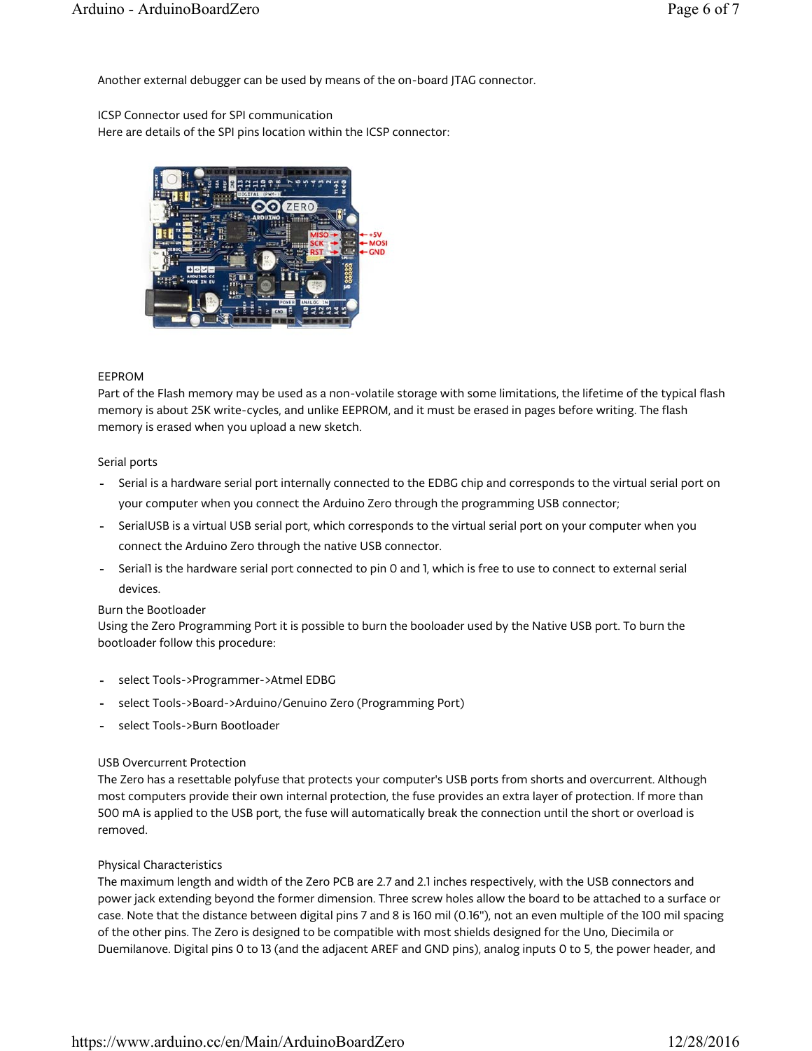Another external debugger can be used by means of the on-board JTAG connector.

ICSP Connector used for SPI communication

Here are details of the SPI pins location within the ICSP connector:

### EEPROM

Part of the Flash memory may be used as a non-volatile storage with some limitations, the lifetime of the typical flash memory is about 25K write-cycles, and unlike EEPROM, and it must be erased in pages before writing. The flash memory is erased when you upload a new sketch.

### Serial ports

- Serial is a hardware serial port internally connected to the EDBG chip and corresponds to the virtual serial port on your computer when you connect the Arduino Zero through the programming USB connector;
- SerialUSB is a virtual USB serial port, which corresponds to the virtual serial port on your computer when you connect the Arduino Zero through the native USB connector.
- Serial1 is the hardware serial port connected to pin 0 and 1, which is free to use to connect to external serial devices.

### Burn the Bootloader

Using the Zero Programming Port it is possible to burn the booloader used by the Native USB port. To burn the bootloader follow this procedure:

- select Tools->Programmer->Atmel EDBG
- select Tools->Board->Arduino/Genuino Zero (Programming Port)
- select Tools->Burn Bootloader

### USB Overcurrent Protection

The Zero has a resettable polyfuse that protects your computer's USB ports from shorts and overcurrent. Although most computers provide their own internal protection, the fuse provides an extra layer of protection. If more than 500 mA is applied to the USB port, the fuse will automatically break the connection until the short or overload is removed.

### Physical Characteristics

The maximum length and width of the Zero PCB are 2.7 and 2.1 inches respectively, with the USB connectors and power jack extending beyond the former dimension. Three screw holes allow the board to be attached to a surface or case. Note that the distance between digital pins 7 and 8 is 160 mil (0.16"), not an even multiple of the 100 mil spacing of the other pins. The Zero is designed to be compatible with most shields designed for the Uno, Diecimila or Duemilanove. Digital pins 0 to 13 (and the adjacent AREF and GND pins), analog inputs 0 to 5, the power header, and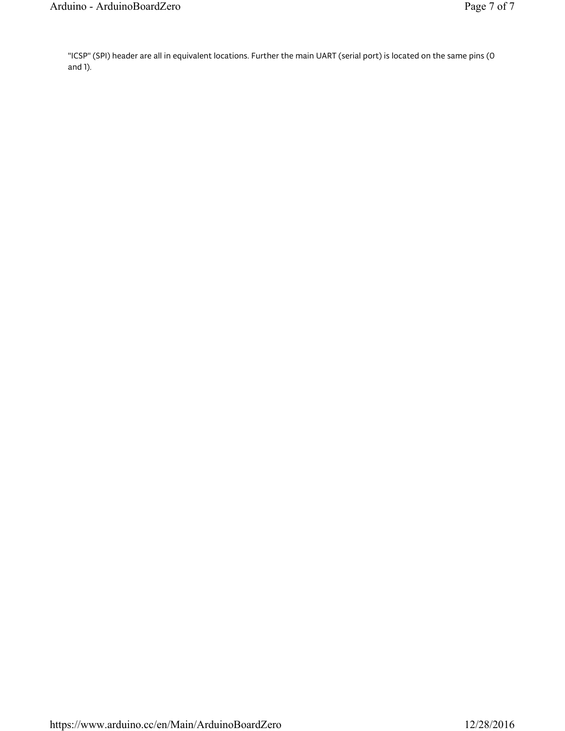"ICSP" (SPI) header are all in equivalent locations. Further the main UART (serial port) is located on the same pins (0 and 1).